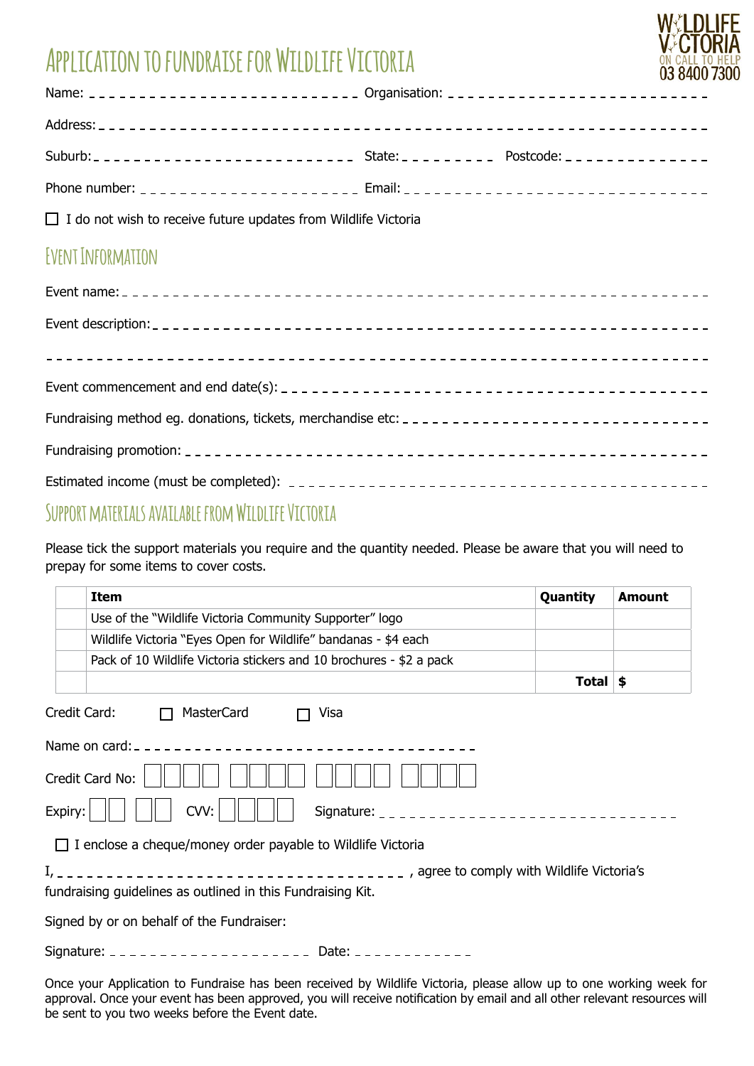# Application to fundraise for Wildlife Victoria

WILDLIFE VICTORIA
ON CALL TO HELP
03 8400 7300

Name: _______________ Organisation: _______________

Address: _______________

Suburb: _______________ State: _______________ Postcode: _______________

Phone number: _______________ Email: _______________

☐ I do not wish to receive future updates from Wildlife Victoria

## Event Information

Event name: _______________

Event description: _______________

_______________

Event commencement and end date(s): _______________

Fundraising method eg. donations, tickets, merchandise etc: _______________

Fundraising promotion: _______________

Estimated income (must be completed): _______________

## Support materials available from Wildlife Victoria

Please tick the support materials you require and the quantity needed. Please be aware that you will need to prepay for some items to cover costs.

| | **Item** | **Quantity** | **Amount** |
|---|---|---|---|
| | Use of the "Wildlife Victoria Community Supporter" logo | | |
| | Wildlife Victoria "Eyes Open for Wildlife" bandanas - $4 each | | |
| | Pack of 10 Wildlife Victoria stickers and 10 brochures - $2 a pack | | |
| | | **Total** | **$** |

Credit Card: ☐ MasterCard ☐ Visa

Name on card: _______________

Credit Card No: ☐☐☐☐ ☐☐☐☐ ☐☐☐☐ ☐☐☐☐

Expiry: ☐☐ ☐☐ CVV: ☐☐☐ Signature: _______________

☐ I enclose a cheque/money order payable to Wildlife Victoria

I, _______________ , agree to comply with Wildlife Victoria's fundraising guidelines as outlined in this Fundraising Kit.

Signed by or on behalf of the Fundraiser:

Signature: _______________ Date: _______________

Once your Application to Fundraise has been received by Wildlife Victoria, please allow up to one working week for approval. Once your event has been approved, you will receive notification by email and all other relevant resources will be sent to you two weeks before the Event date.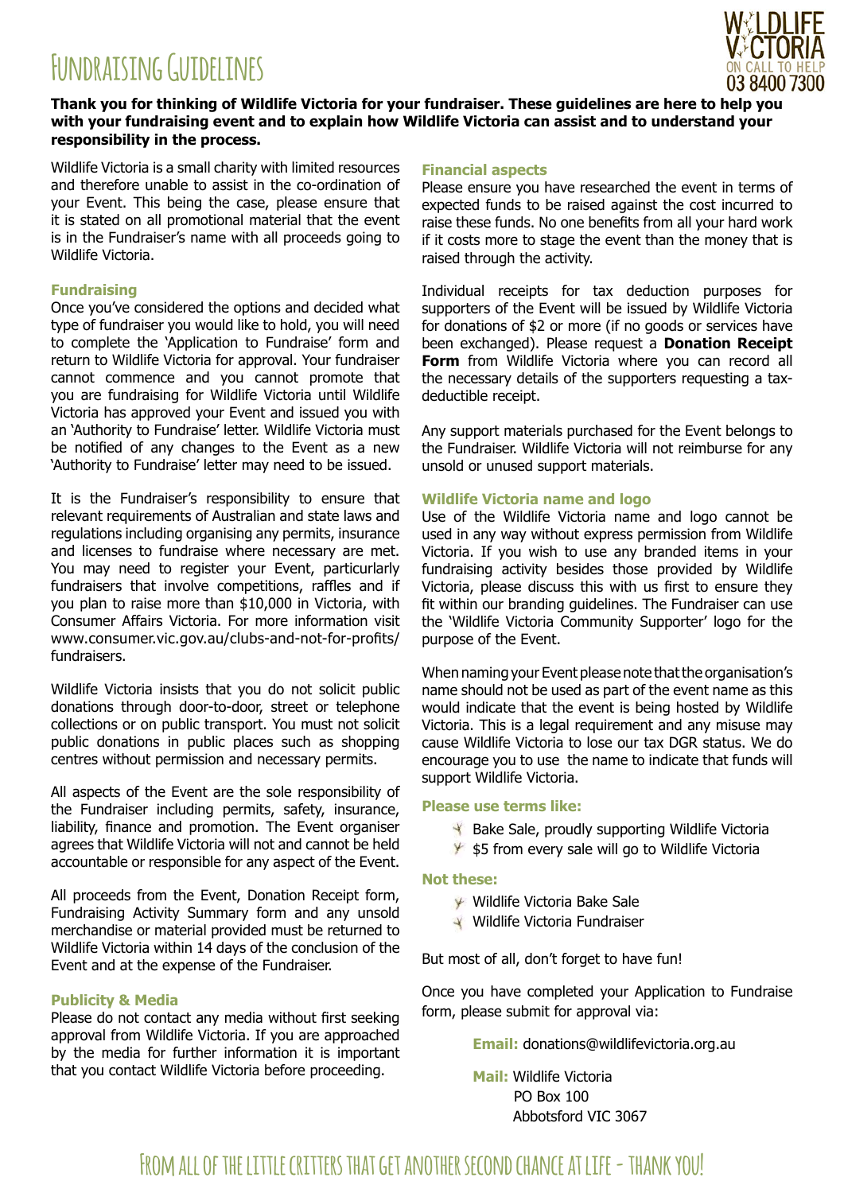# Fundraising Guidelines

WILDLIFE VICTORIA
ON CALL TO HELP
03 8400 7300

**Thank you for thinking of Wildlife Victoria for your fundraiser. These guidelines are here to help you with your fundraising event and to explain how Wildlife Victoria can assist and to understand your responsibility in the process.**

Wildlife Victoria is a small charity with limited resources and therefore unable to assist in the co-ordination of your Event. This being the case, please ensure that it is stated on all promotional material that the event is in the Fundraiser's name with all proceeds going to Wildlife Victoria.

### Fundraising

Once you've considered the options and decided what type of fundraiser you would like to hold, you will need to complete the 'Application to Fundraise' form and return to Wildlife Victoria for approval. Your fundraiser cannot commence and you cannot promote that you are fundraising for Wildlife Victoria until Wildlife Victoria has approved your Event and issued you with an 'Authority to Fundraise' letter. Wildlife Victoria must be notified of any changes to the Event as a new 'Authority to Fundraise' letter may need to be issued.

It is the Fundraiser's responsibility to ensure that relevant requirements of Australian and state laws and regulations including organising any permits, insurance and licenses to fundraise where necessary are met. You may need to register your Event, particularly fundraisers that involve competitions, raffles and if you plan to raise more than $10,000 in Victoria, with Consumer Affairs Victoria. For more information visit www.consumer.vic.gov.au/clubs-and-not-for-profits/fundraisers.

Wildlife Victoria insists that you do not solicit public donations through door-to-door, street or telephone collections or on public transport. You must not solicit public donations in public places such as shopping centres without permission and necessary permits.

All aspects of the Event are the sole responsibility of the Fundraiser including permits, safety, insurance, liability, finance and promotion. The Event organiser agrees that Wildlife Victoria will not and cannot be held accountable or responsible for any aspect of the Event.

All proceeds from the Event, Donation Receipt form, Fundraising Activity Summary form and any unsold merchandise or material provided must be returned to Wildlife Victoria within 14 days of the conclusion of the Event and at the expense of the Fundraiser.

### Publicity & Media

Please do not contact any media without first seeking approval from Wildlife Victoria. If you are approached by the media for further information it is important that you contact Wildlife Victoria before proceeding.

### Financial aspects

Please ensure you have researched the event in terms of expected funds to be raised against the cost incurred to raise these funds. No one benefits from all your hard work if it costs more to stage the event than the money that is raised through the activity.

Individual receipts for tax deduction purposes for supporters of the Event will be issued by Wildlife Victoria for donations of $2 or more (if no goods or services have been exchanged). Please request a **Donation Receipt Form** from Wildlife Victoria where you can record all the necessary details of the supporters requesting a tax-deductible receipt.

Any support materials purchased for the Event belongs to the Fundraiser. Wildlife Victoria will not reimburse for any unsold or unused support materials.

### Wildlife Victoria name and logo

Use of the Wildlife Victoria name and logo cannot be used in any way without express permission from Wildlife Victoria. If you wish to use any branded items in your fundraising activity besides those provided by Wildlife Victoria, please discuss this with us first to ensure they fit within our branding guidelines. The Fundraiser can use the 'Wildlife Victoria Community Supporter' logo for the purpose of the Event.

When naming your Event please note that the organisation's name should not be used as part of the event name as this would indicate that the event is being hosted by Wildlife Victoria. This is a legal requirement and any misuse may cause Wildlife Victoria to lose our tax DGR status. We do encourage you to use the name to indicate that funds will support Wildlife Victoria.

**Please use terms like:**

- Bake Sale, proudly supporting Wildlife Victoria
- $5 from every sale will go to Wildlife Victoria

**Not these:**

- Wildlife Victoria Bake Sale
- Wildlife Victoria Fundraiser

But most of all, don't forget to have fun!

Once you have completed your Application to Fundraise form, please submit for approval via:

**Email:** donations@wildlifevictoria.org.au

**Mail:** Wildlife Victoria
PO Box 100
Abbotsford VIC 3067

From all of the little critters that get another second chance at life - thank you!